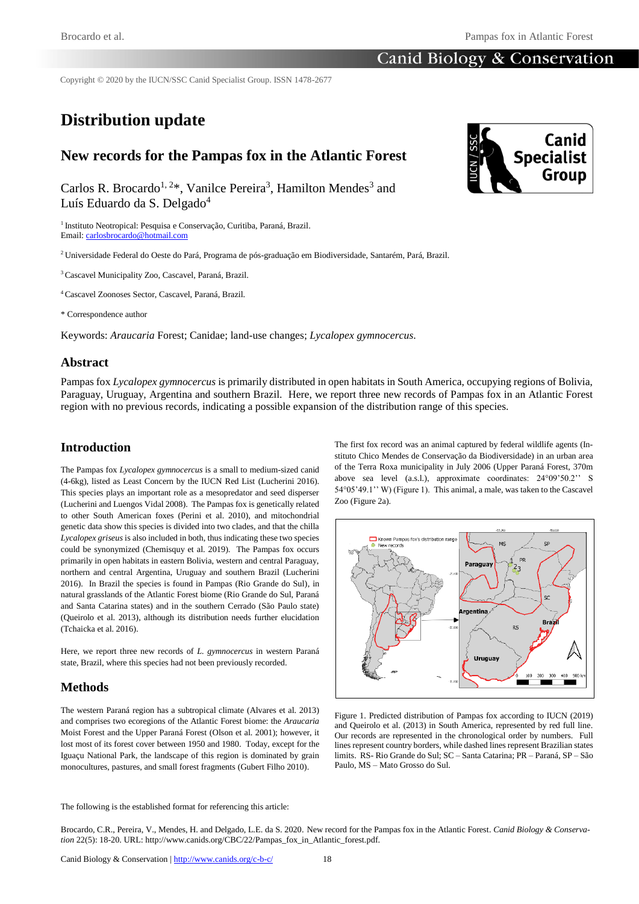Copyright © 2020 by the IUCN/SSC Canid Specialist Group. ISSN 1478-2677

# Distribution update

## New records for the Pampas fox in the Atlantic Forest

Carlos R. Brocardo[1, 2]*, Vanilce Pereira[3], Hamilton Mendes[3] and Luís Eduardo da S. Delgado[4]

[1] Instituto Neotropical: Pesquisa e Conservação, Curitiba, Paraná, Brazil.
Email: carlosbrocardo@hotmail.com

[2] Universidade Federal do Oeste do Pará, Programa de pós-graduação em Biodiversidade, Santarém, Pará, Brazil.

[3] Cascavel Municipality Zoo, Cascavel, Paraná, Brazil.

[4] Cascavel Zoonoses Sector, Cascavel, Paraná, Brazil.

* Correspondence author

Keywords: *Araucaria* Forest; Canidae; land-use changes; *Lycalopex gymnocercus*.

## Abstract

Pampas fox *Lycalopex gymnocercus* is primarily distributed in open habitats in South America, occupying regions of Bolivia, Paraguay, Uruguay, Argentina and southern Brazil. Here, we report three new records of Pampas fox in an Atlantic Forest region with no previous records, indicating a possible expansion of the distribution range of this species.

## Introduction

The Pampas fox *Lycalopex gymnocercus* is a small to medium-sized canid (4-6kg), listed as Least Concern by the IUCN Red List (Lucherini 2016). This species plays an important role as a mesopredator and seed disperser (Lucherini and Luengos Vidal 2008). The Pampas fox is genetically related to other South American foxes (Perini et al. 2010), and mitochondrial genetic data show this species is divided into two clades, and that the chilla *Lycalopex griseus* is also included in both, thus indicating these two species could be synonymized (Chemisquy et al. 2019). The Pampas fox occurs primarily in open habitats in eastern Bolivia, western and central Paraguay, northern and central Argentina, Uruguay and southern Brazil (Lucherini 2016). In Brazil the species is found in Pampas (Rio Grande do Sul), in natural grasslands of the Atlantic Forest biome (Rio Grande do Sul, Paraná and Santa Catarina states) and in the southern Cerrado (São Paulo state) (Queirolo et al. 2013), although its distribution needs further elucidation (Tchaicka et al. 2016).

Here, we report three new records of *L. gymnocercus* in western Paraná state, Brazil, where this species had not been previously recorded.

## Methods

The western Paraná region has a subtropical climate (Alvares et al. 2013) and comprises two ecoregions of the Atlantic Forest biome: the *Araucaria* Moist Forest and the Upper Paraná Forest (Olson et al. 2001); however, it lost most of its forest cover between 1950 and 1980. Today, except for the Iguaçu National Park, the landscape of this region is dominated by grain monocultures, pastures, and small forest fragments (Gubert Filho 2010).

The first fox record was an animal captured by federal wildlife agents (Instituto Chico Mendes de Conservação da Biodiversidade) in an urban area of the Terra Roxa municipality in July 2006 (Upper Paraná Forest, 370m above sea level (a.s.l.), approximate coordinates: 24°09'50.2'' S 54°05'49.1'' W) (Figure 1). This animal, a male, was taken to the Cascavel Zoo (Figure 2a).

Figure 1. Predicted distribution of Pampas fox according to IUCN (2019) and Queirolo et al. (2013) in South America, represented by red full line. Our records are represented in the chronological order by numbers. Full lines represent country borders, while dashed lines represent Brazilian states limits. RS- Rio Grande do Sul; SC – Santa Catarina; PR – Paraná, SP – São Paulo, MS – Mato Grosso do Sul.

The following is the established format for referencing this article:

Brocardo, C.R., Pereira, V., Mendes, H. and Delgado, L.E. da S. 2020. New record for the Pampas fox in the Atlantic Forest. *Canid Biology & Conservation* 22(5): 18-20. URL: http://www.canids.org/CBC/22/Pampas_fox_in_Atlantic_forest.pdf.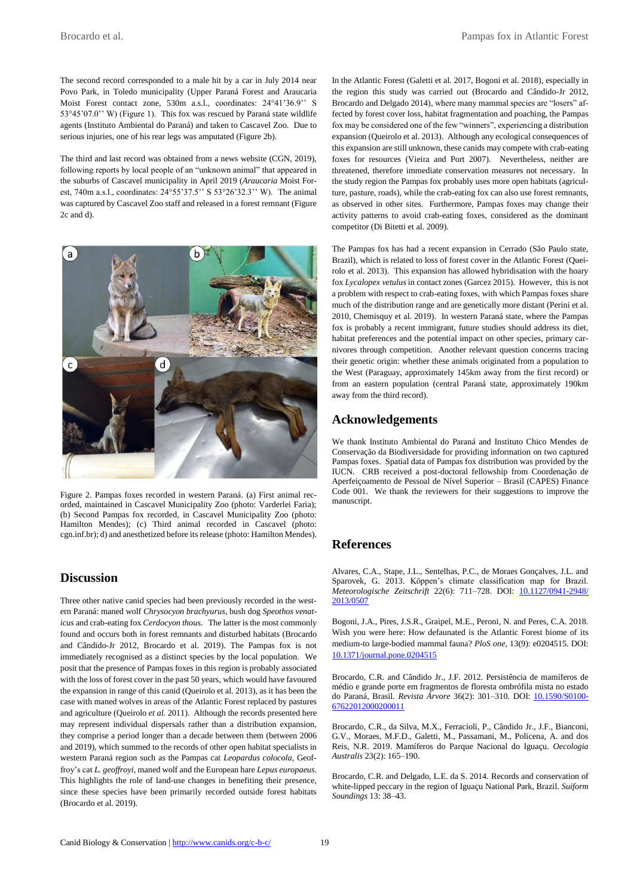The second record corresponded to a male hit by a car in July 2014 near Povo Park, in Toledo municipality (Upper Paraná Forest and Araucaria Moist Forest contact zone, 530m a.s.l., coordinates: 24°41'36.9'' S 53°45'07.0'' W) (Figure 1). This fox was rescued by Paraná state wildlife agents (Instituto Ambiental do Paraná) and taken to Cascavel Zoo. Due to serious injuries, one of his rear legs was amputated (Figure 2b).

The third and last record was obtained from a news website (CGN, 2019), following reports by local people of an "unknown animal" that appeared in the suburbs of Cascavel municipality in April 2019 (*Araucaria* Moist Forest, 740m a.s.l., coordinates: 24°55'37.5'' S 53°26'32.3'' W). The animal was captured by Cascavel Zoo staff and released in a forest remnant (Figure 2c and d).

Figure 2. Pampas foxes recorded in western Paraná. (a) First animal recorded, maintained in Cascavel Municipality Zoo (photo: Varderlei Faria); (b) Second Pampas fox recorded, in Cascavel Municipality Zoo (photo: Hamilton Mendes); (c) Third animal recorded in Cascavel (photo: cgn.inf.br); d) and anesthetized before its release (photo: Hamilton Mendes).

## Discussion

Three other native canid species had been previously recorded in the western Paraná: maned wolf *Chrysocyon brachyurus*, bush dog *Speothos venaticus* and crab-eating fox *Cerdocyon thous*. The latter is the most commonly found and occurs both in forest remnants and disturbed habitats (Brocardo and Cândido-Jr 2012, Brocardo et al. 2019). The Pampas fox is not immediately recognised as a distinct species by the local population. We posit that the presence of Pampas foxes in this region is probably associated with the loss of forest cover in the past 50 years, which would have favoured the expansion in range of this canid (Queirolo et al. 2013), as it has been the case with maned wolves in areas of the Atlantic Forest replaced by pastures and agriculture (Queirolo *et al.* 2011). Although the records presented here may represent individual dispersals rather than a distribution expansion, they comprise a period longer than a decade between them (between 2006 and 2019), which summed to the records of other open habitat specialists in western Paraná region such as the Pampas cat *Leopardus colocola*, Geoffroy's cat *L. geoffroyi*, maned wolf and the European hare *Lepus europaeus*. This highlights the role of land-use changes in benefiting their presence, since these species have been primarily recorded outside forest habitats (Brocardo et al. 2019).

In the Atlantic Forest (Galetti et al. 2017, Bogoni et al. 2018), especially in the region this study was carried out (Brocardo and Cândido-Jr 2012, Brocardo and Delgado 2014), where many mammal species are "losers" affected by forest cover loss, habitat fragmentation and poaching, the Pampas fox may be considered one of the few "winners", experiencing a distribution expansion (Queirolo et al. 2013). Although any ecological consequences of this expansion are still unknown, these canids may compete with crab-eating foxes for resources (Vieira and Port 2007). Nevertheless, neither are threatened, therefore immediate conservation measures not necessary. In the study region the Pampas fox probably uses more open habitats (agriculture, pasture, roads), while the crab-eating fox can also use forest remnants, as observed in other sites. Furthermore, Pampas foxes may change their activity patterns to avoid crab-eating foxes, considered as the dominant competitor (Di Bitetti et al. 2009).

The Pampas fox has had a recent expansion in Cerrado (São Paulo state, Brazil), which is related to loss of forest cover in the Atlantic Forest (Queirolo et al. 2013). This expansion has allowed hybridisation with the hoary fox *Lycalopex vetulus* in contact zones (Garcez 2015). However, this is not a problem with respect to crab-eating foxes, with which Pampas foxes share much of the distribution range and are genetically more distant (Perini et al. 2010, Chemisquy et al. 2019). In western Paraná state, where the Pampas fox is probably a recent immigrant, future studies should address its diet, habitat preferences and the potential impact on other species, primary carnivores through competition. Another relevant question concerns tracing their genetic origin: whether these animals originated from a population to the West (Paraguay, approximately 145km away from the first record) or from an eastern population (central Paraná state, approximately 190km away from the third record).

## Acknowledgements

We thank Instituto Ambiental do Paraná and Instituto Chico Mendes de Conservação da Biodiversidade for providing information on two captured Pampas foxes. Spatial data of Pampas fox distribution was provided by the IUCN. CRB received a post-doctoral fellowship from Coordenação de Aperfeiçoamento de Pessoal de Nível Superior – Brasil (CAPES) Finance Code 001. We thank the reviewers for their suggestions to improve the manuscript.

## References

Alvares, C.A., Stape, J.L., Sentelhas, P.C., de Moraes Gonçalves, J.L. and Sparovek, G. 2013. Köppen's climate classification map for Brazil. *Meteorologische Zeitschrift* 22(6): 711–728. DOI: [10.1127/0941-2948/2013/0507](https://doi.org/10.1127/0941-2948/2013/0507)

Bogoni, J.A., Pires, J.S.R., Graipel, M.E., Peroni, N. and Peres, C.A. 2018. Wish you were here: How defaunated is the Atlantic Forest biome of its medium-to large-bodied mammal fauna? *PloS one*, 13(9): e0204515. DOI: [10.1371/journal.pone.0204515](https://doi.org/10.1371/journal.pone.0204515)

Brocardo, C.R. and Cândido Jr., J.F. 2012. Persistência de mamíferos de médio e grande porte em fragmentos de floresta ombrófila mista no estado do Paraná, Brasil. *Revista Árvore* 36(2): 301–310. DOI: [10.1590/S0100-67622012000200011](https://doi.org/10.1590/S0100-67622012000200011)

Brocardo, C.R., da Silva, M.X., Ferracioli, P., Cândido Jr., J.F., Bianconi, G.V., Moraes, M.F.D., Galetti, M., Passamani, M., Policena, A. and dos Reis, N.R. 2019. Mamíferos do Parque Nacional do Iguaçu. *Oecologia Australis* 23(2): 165–190.

Brocardo, C.R. and Delgado, L.E. da S. 2014. Records and conservation of white-lipped peccary in the region of Iguaçu National Park, Brazil. *Suiform Soundings* 13: 38–43.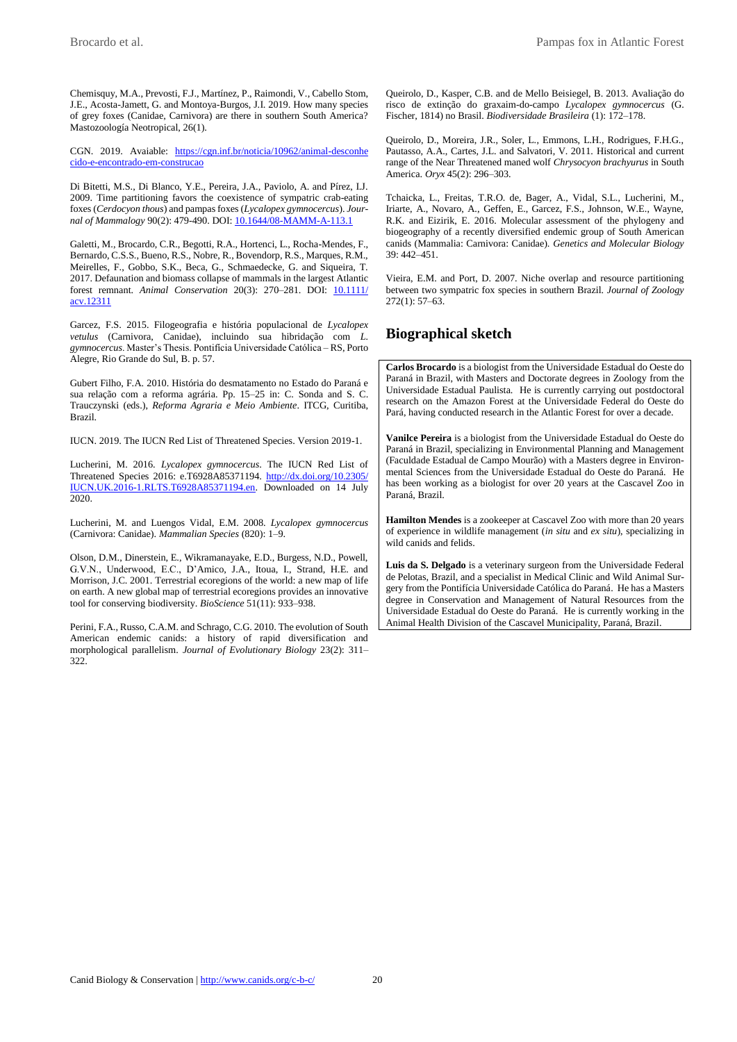Chemisquy, M.A., Prevosti, F.J., Martínez, P., Raimondi, V., Cabello Stom, J.E., Acosta-Jamett, G. and Montoya-Burgos, J.I. 2019. How many species of grey foxes (Canidae, Carnivora) are there in southern South America? Mastozoología Neotropical, 26(1).

CGN. 2019. Avaiable: [https://cgn.inf.br/noticia/10962/animal-desconhecido-e-encontrado-em-construcao](https://cgn.inf.br/noticia/10962/animal-desconhecido-e-encontrado-em-construcao)

Di Bitetti, M.S., Di Blanco, Y.E., Pereira, J.A., Paviolo, A. and Pírez, I.J. 2009. Time partitioning favors the coexistence of sympatric crab-eating foxes (*Cerdocyon thous*) and pampas foxes (*Lycalopex gymnocercus*). *Journal of Mammalogy* 90(2): 479-490. DOI: [10.1644/08-MAMM-A-113.1](https://doi.org/10.1644/08-MAMM-A-113.1)

Galetti, M., Brocardo, C.R., Begotti, R.A., Hortenci, L., Rocha-Mendes, F., Bernardo, C.S.S., Bueno, R.S., Nobre, R., Bovendorp, R.S., Marques, R.M., Meirelles, F., Gobbo, S.K., Beca, G., Schmaedecke, G. and Siqueira, T. 2017. Defaunation and biomass collapse of mammals in the largest Atlantic forest remnant. *Animal Conservation* 20(3): 270–281. DOI: [10.1111/acv.12311](https://doi.org/10.1111/acv.12311)

Garcez, F.S. 2015. Filogeografia e história populacional de *Lycalopex vetulus* (Carnivora, Canidae), incluindo sua hibridação com *L. gymnocercus*. Master's Thesis. Pontifícia Universidade Católica – RS, Porto Alegre, Rio Grande do Sul, B. p. 57.

Gubert Filho, F.A. 2010. História do desmatamento no Estado do Paraná e sua relação com a reforma agrária. Pp. 15–25 in: C. Sonda and S. C. Trauczynski (eds.), *Reforma Agraria e Meio Ambiente*. ITCG, Curitiba, Brazil.

IUCN. 2019. The IUCN Red List of Threatened Species. Version 2019-1.

Lucherini, M. 2016. *Lycalopex gymnocercus*. The IUCN Red List of Threatened Species 2016: e.T6928A85371194. [http://dx.doi.org/10.2305/IUCN.UK.2016-1.RLTS.T6928A85371194.en](http://dx.doi.org/10.2305/IUCN.UK.2016-1.RLTS.T6928A85371194.en). Downloaded on 14 July 2020.

Lucherini, M. and Luengos Vidal, E.M. 2008. *Lycalopex gymnocercus* (Carnivora: Canidae). *Mammalian Species* (820): 1–9.

Olson, D.M., Dinerstein, E., Wikramanayake, E.D., Burgess, N.D., Powell, G.V.N., Underwood, E.C., D'Amico, J.A., Itoua, I., Strand, H.E. and Morrison, J.C. 2001. Terrestrial ecoregions of the world: a new map of life on earth. A new global map of terrestrial ecoregions provides an innovative tool for conserving biodiversity. *BioScience* 51(11): 933–938.

Perini, F.A., Russo, C.A.M. and Schrago, C.G. 2010. The evolution of South American endemic canids: a history of rapid diversification and morphological parallelism. *Journal of Evolutionary Biology* 23(2): 311–322.

Queirolo, D., Kasper, C.B. and de Mello Beisiegel, B. 2013. Avaliação do risco de extinção do graxaim-do-campo *Lycalopex gymnocercus* (G. Fischer, 1814) no Brasil. *Biodiversidade Brasileira* (1): 172–178.

Queirolo, D., Moreira, J.R., Soler, L., Emmons, L.H., Rodrigues, F.H.G., Pautasso, A.A., Cartes, J.L. and Salvatori, V. 2011. Historical and current range of the Near Threatened maned wolf *Chrysocyon brachyurus* in South America. *Oryx* 45(2): 296–303.

Tchaicka, L., Freitas, T.R.O. de, Bager, A., Vidal, S.L., Lucherini, M., Iriarte, A., Novaro, A., Geffen, E., Garcez, F.S., Johnson, W.E., Wayne, R.K. and Eizirik, E. 2016. Molecular assessment of the phylogeny and biogeography of a recently diversified endemic group of South American canids (Mammalia: Carnivora: Canidae). *Genetics and Molecular Biology* 39: 442–451.

Vieira, E.M. and Port, D. 2007. Niche overlap and resource partitioning between two sympatric fox species in southern Brazil. *Journal of Zoology* 272(1): 57–63.

## Biographical sketch

**Carlos Brocardo** is a biologist from the Universidade Estadual do Oeste do Paraná in Brazil, with Masters and Doctorate degrees in Zoology from the Universidade Estadual Paulista. He is currently carrying out postdoctoral research on the Amazon Forest at the Universidade Federal do Oeste do Pará, having conducted research in the Atlantic Forest for over a decade.

**Vanilce Pereira** is a biologist from the Universidade Estadual do Oeste do Paraná in Brazil, specializing in Environmental Planning and Management (Faculdade Estadual de Campo Mourão) with a Masters degree in Environmental Sciences from the Universidade Estadual do Oeste do Paraná. He has been working as a biologist for over 20 years at the Cascavel Zoo in Paraná, Brazil.

**Hamilton Mendes** is a zookeeper at Cascavel Zoo with more than 20 years of experience in wildlife management (*in situ* and *ex situ*), specializing in wild canids and felids.

**Luis da S. Delgado** is a veterinary surgeon from the Universidade Federal de Pelotas, Brazil, and a specialist in Medical Clinic and Wild Animal Surgery from the Pontifícia Universidade Católica do Paraná. He has a Masters degree in Conservation and Management of Natural Resources from the Universidade Estadual do Oeste do Paraná. He is currently working in the Animal Health Division of the Cascavel Municipality, Paraná, Brazil.